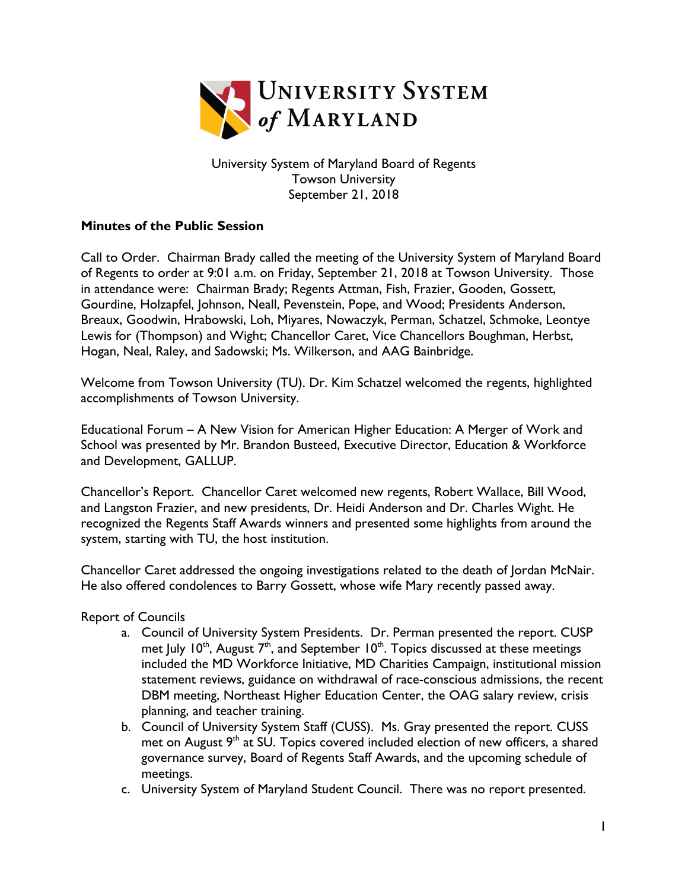# University System of Maryland

University System of Maryland Board of Regents
Towson University
September 21, 2018

**Minutes of the Public Session**

Call to Order. Chairman Brady called the meeting of the University System of Maryland Board of Regents to order at 9:01 a.m. on Friday, September 21, 2018 at Towson University. Those in attendance were: Chairman Brady; Regents Attman, Fish, Frazier, Gooden, Gossett, Gourdine, Holzapfel, Johnson, Neall, Pevenstein, Pope, and Wood; Presidents Anderson, Breaux, Goodwin, Hrabowski, Loh, Miyares, Nowaczyk, Perman, Schatzel, Schmoke, Leontye Lewis for (Thompson) and Wight; Chancellor Caret, Vice Chancellors Boughman, Herbst, Hogan, Neal, Raley, and Sadowski; Ms. Wilkerson, and AAG Bainbridge.

Welcome from Towson University (TU). Dr. Kim Schatzel welcomed the regents, highlighted accomplishments of Towson University.

Educational Forum – A New Vision for American Higher Education: A Merger of Work and School was presented by Mr. Brandon Busteed, Executive Director, Education & Workforce and Development, GALLUP.

Chancellor's Report. Chancellor Caret welcomed new regents, Robert Wallace, Bill Wood, and Langston Frazier, and new presidents, Dr. Heidi Anderson and Dr. Charles Wight. He recognized the Regents Staff Awards winners and presented some highlights from around the system, starting with TU, the host institution.

Chancellor Caret addressed the ongoing investigations related to the death of Jordan McNair. He also offered condolences to Barry Gossett, whose wife Mary recently passed away.

Report of Councils

a. Council of University System Presidents. Dr. Perman presented the report. CUSP met July 10th, August 7th, and September 10th. Topics discussed at these meetings included the MD Workforce Initiative, MD Charities Campaign, institutional mission statement reviews, guidance on withdrawal of race-conscious admissions, the recent DBM meeting, Northeast Higher Education Center, the OAG salary review, crisis planning, and teacher training.
b. Council of University System Staff (CUSS). Ms. Gray presented the report. CUSS met on August 9th at SU. Topics covered included election of new officers, a shared governance survey, Board of Regents Staff Awards, and the upcoming schedule of meetings.
c. University System of Maryland Student Council. There was no report presented.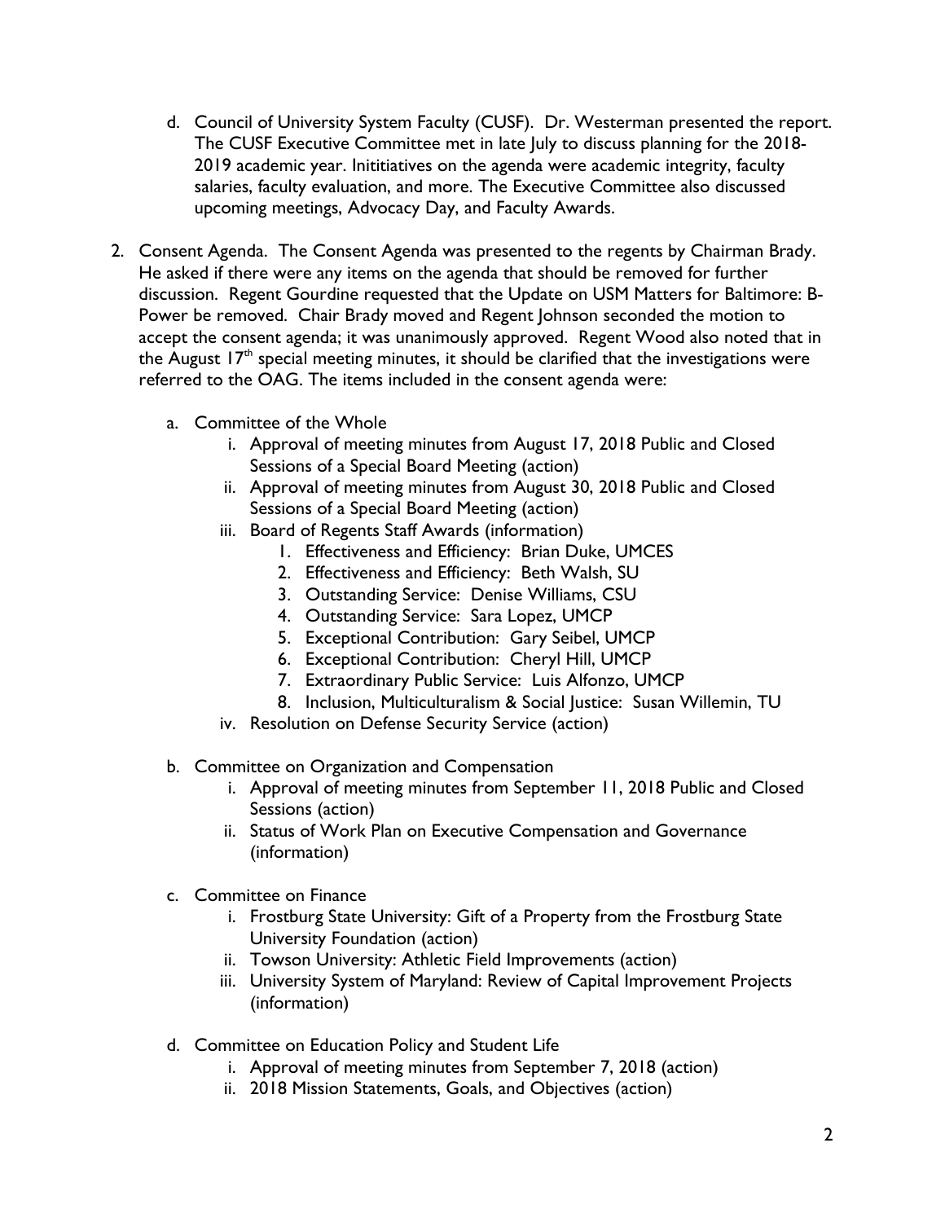d. Council of University System Faculty (CUSF). Dr. Westerman presented the report. The CUSF Executive Committee met in late July to discuss planning for the 2018-2019 academic year. Inititiatives on the agenda were academic integrity, faculty salaries, faculty evaluation, and more. The Executive Committee also discussed upcoming meetings, Advocacy Day, and Faculty Awards.

2. Consent Agenda. The Consent Agenda was presented to the regents by Chairman Brady. He asked if there were any items on the agenda that should be removed for further discussion. Regent Gourdine requested that the Update on USM Matters for Baltimore: B-Power be removed. Chair Brady moved and Regent Johnson seconded the motion to accept the consent agenda; it was unanimously approved. Regent Wood also noted that in the August 17th special meeting minutes, it should be clarified that the investigations were referred to the OAG. The items included in the consent agenda were:

   a. Committee of the Whole
      i. Approval of meeting minutes from August 17, 2018 Public and Closed Sessions of a Special Board Meeting (action)
      ii. Approval of meeting minutes from August 30, 2018 Public and Closed Sessions of a Special Board Meeting (action)
      iii. Board of Regents Staff Awards (information)
         1. Effectiveness and Efficiency: Brian Duke, UMCES
         2. Effectiveness and Efficiency: Beth Walsh, SU
         3. Outstanding Service: Denise Williams, CSU
         4. Outstanding Service: Sara Lopez, UMCP
         5. Exceptional Contribution: Gary Seibel, UMCP
         6. Exceptional Contribution: Cheryl Hill, UMCP
         7. Extraordinary Public Service: Luis Alfonzo, UMCP
         8. Inclusion, Multiculturalism & Social Justice: Susan Willemin, TU
      iv. Resolution on Defense Security Service (action)

   b. Committee on Organization and Compensation
      i. Approval of meeting minutes from September 11, 2018 Public and Closed Sessions (action)
      ii. Status of Work Plan on Executive Compensation and Governance (information)

   c. Committee on Finance
      i. Frostburg State University: Gift of a Property from the Frostburg State University Foundation (action)
      ii. Towson University: Athletic Field Improvements (action)
      iii. University System of Maryland: Review of Capital Improvement Projects (information)

   d. Committee on Education Policy and Student Life
      i. Approval of meeting minutes from September 7, 2018 (action)
      ii. 2018 Mission Statements, Goals, and Objectives (action)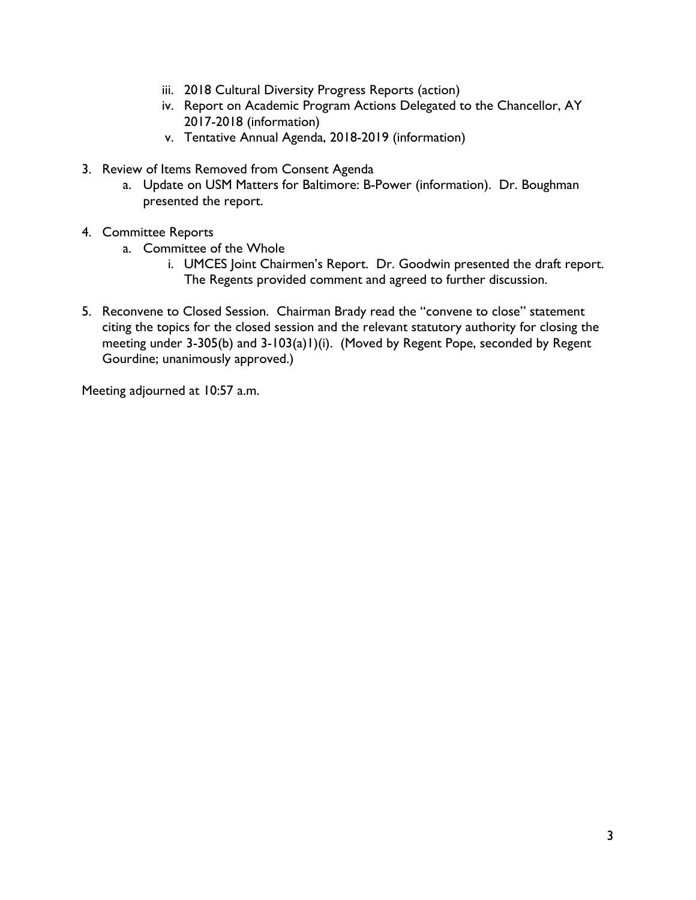iii. 2018 Cultural Diversity Progress Reports (action)
   iv. Report on Academic Program Actions Delegated to the Chancellor, AY 2017-2018 (information)
   v. Tentative Annual Agenda, 2018-2019 (information)

3. Review of Items Removed from Consent Agenda
   a. Update on USM Matters for Baltimore: B-Power (information). Dr. Boughman presented the report.

4. Committee Reports
   a. Committee of the Whole
      i. UMCES Joint Chairmen's Report. Dr. Goodwin presented the draft report. The Regents provided comment and agreed to further discussion.

5. Reconvene to Closed Session. Chairman Brady read the "convene to close" statement citing the topics for the closed session and the relevant statutory authority for closing the meeting under 3-305(b) and 3-103(a)1)(i). (Moved by Regent Pope, seconded by Regent Gourdine; unanimously approved.)

Meeting adjourned at 10:57 a.m.